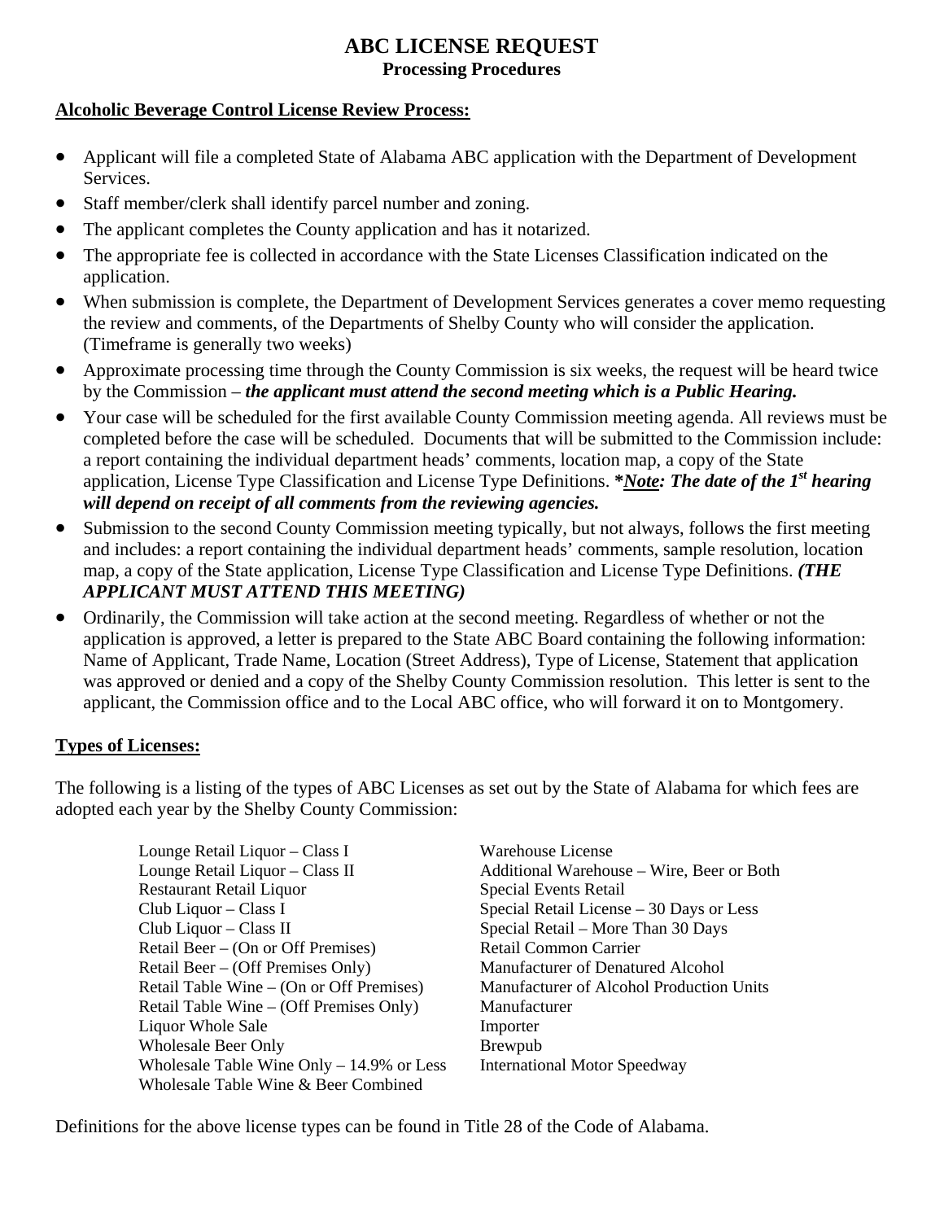# ABC LICENSE REQUEST

## Processing Procedures

**Alcoholic Beverage Control License Review Process:**

- Applicant will file a completed State of Alabama ABC application with the Department of Development Services.
- Staff member/clerk shall identify parcel number and zoning.
- The applicant completes the County application and has it notarized.
- The appropriate fee is collected in accordance with the State Licenses Classification indicated on the application.
- When submission is complete, the Department of Development Services generates a cover memo requesting the review and comments, of the Departments of Shelby County who will consider the application. (Timeframe is generally two weeks)
- Approximate processing time through the County Commission is six weeks, the request will be heard twice by the Commission – ***the applicant must attend the second meeting which is a Public Hearing.***
- Your case will be scheduled for the first available County Commission meeting agenda. All reviews must be completed before the case will be scheduled. Documents that will be submitted to the Commission include: a report containing the individual department heads' comments, location map, a copy of the State application, License Type Classification and License Type Definitions. ***Note: The date of the 1st hearing will depend on receipt of all comments from the reviewing agencies.***
- Submission to the second County Commission meeting typically, but not always, follows the first meeting and includes: a report containing the individual department heads' comments, sample resolution, location map, a copy of the State application, License Type Classification and License Type Definitions. ***(THE APPLICANT MUST ATTEND THIS MEETING)***
- Ordinarily, the Commission will take action at the second meeting. Regardless of whether or not the application is approved, a letter is prepared to the State ABC Board containing the following information: Name of Applicant, Trade Name, Location (Street Address), Type of License, Statement that application was approved or denied and a copy of the Shelby County Commission resolution. This letter is sent to the applicant, the Commission office and to the Local ABC office, who will forward it on to Montgomery.

**Types of Licenses:**

The following is a listing of the types of ABC Licenses as set out by the State of Alabama for which fees are adopted each year by the Shelby County Commission:

- Lounge Retail Liquor – Class I
- Lounge Retail Liquor – Class II
- Restaurant Retail Liquor
- Club Liquor – Class I
- Club Liquor – Class II
- Retail Beer – (On or Off Premises)
- Retail Beer – (Off Premises Only)
- Retail Table Wine – (On or Off Premises)
- Retail Table Wine – (Off Premises Only)
- Liquor Whole Sale
- Wholesale Beer Only
- Wholesale Table Wine Only – 14.9% or Less
- Wholesale Table Wine & Beer Combined
- Warehouse License
- Additional Warehouse – Wire, Beer or Both
- Special Events Retail
- Special Retail License – 30 Days or Less
- Special Retail – More Than 30 Days
- Retail Common Carrier
- Manufacturer of Denatured Alcohol
- Manufacturer of Alcohol Production Units
- Manufacturer
- Importer
- Brewpub
- International Motor Speedway

Definitions for the above license types can be found in Title 28 of the Code of Alabama.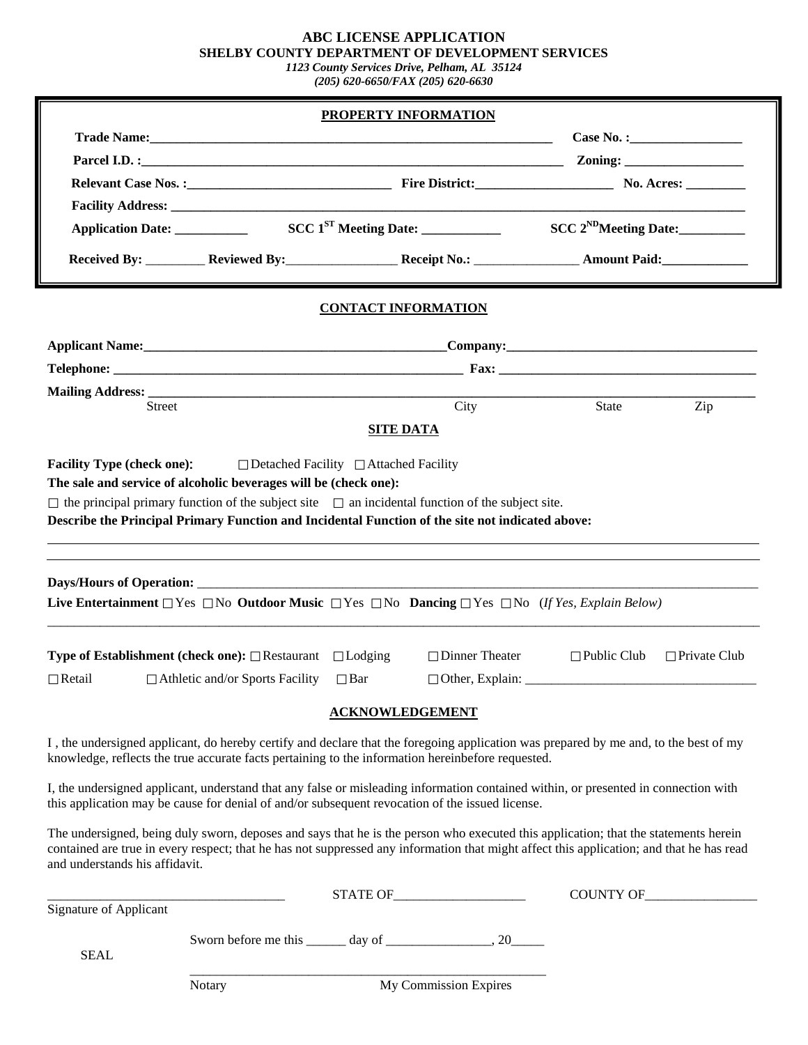# ABC LICENSE APPLICATION

**SHELBY COUNTY DEPARTMENT OF DEVELOPMENT SERVICES**

*1123 County Services Drive, Pelham, AL 35124*

*(205) 620-6650/FAX (205) 620-6630*

## PROPERTY INFORMATION

**Trade Name:**_______________________________________________ **Case No. :**________________

**Parcel I.D. :**_______________________________________________ **Zoning:** ________________

**Relevant Case Nos. :**_______________________ **Fire District:**__________________ **No. Acres:** ________

**Facility Address:** ___________________________________________________________________

**Application Date:** __________ **SCC 1ST Meeting Date:** ___________ **SCC 2NDMeeting Date:**__________

**Received By:** _________ **Reviewed By:**________________ **Receipt No.:** _______________ **Amount Paid:**____________

## CONTACT INFORMATION

**Applicant Name:**_______________________________________**Company:**__________________________________

**Telephone:** ___________________________________________ **Fax:** ____________________________________

**Mailing Address:** _____________________________________________________________________________

Street City State Zip

## SITE DATA

**Facility Type (check one):** ☐ Detached Facility ☐ Attached Facility

**The sale and service of alcoholic beverages will be (check one):**

☐ the principal primary function of the subject site ☐ an incidental function of the subject site.

**Describe the Principal Primary Function and Incidental Function of the site not indicated above:**

_____________________________________________________________________________________________

_____________________________________________________________________________________________

**Days/Hours of Operation:** _______________________________________________________________________

**Live Entertainment** ☐ Yes ☐ No **Outdoor Music** ☐ Yes ☐ No **Dancing** ☐ Yes ☐ No (*If Yes, Explain Below*)

_____________________________________________________________________________________________

**Type of Establishment (check one):** ☐ Restaurant ☐ Lodging ☐ Dinner Theater ☐ Public Club ☐ Private Club

☐ Retail ☐ Athletic and/or Sports Facility ☐ Bar ☐ Other, Explain: ______________________________

## ACKNOWLEDGEMENT

I , the undersigned applicant, do hereby certify and declare that the foregoing application was prepared by me and, to the best of my knowledge, reflects the true accurate facts pertaining to the information hereinbefore requested.

I, the undersigned applicant, understand that any false or misleading information contained within, or presented in connection with this application may be cause for denial of and/or subsequent revocation of the issued license.

The undersigned, being duly sworn, deposes and says that he is the person who executed this application; that the statements herein contained are true in every respect; that he has not suppressed any information that might affect this application; and that he has read and understands his affidavit.

______________________________ STATE OF__________________ COUNTY OF________________

Signature of Applicant

Sworn before me this ______ day of ________________, 20_____

SEAL

_______________________________________________

Notary My Commission Expires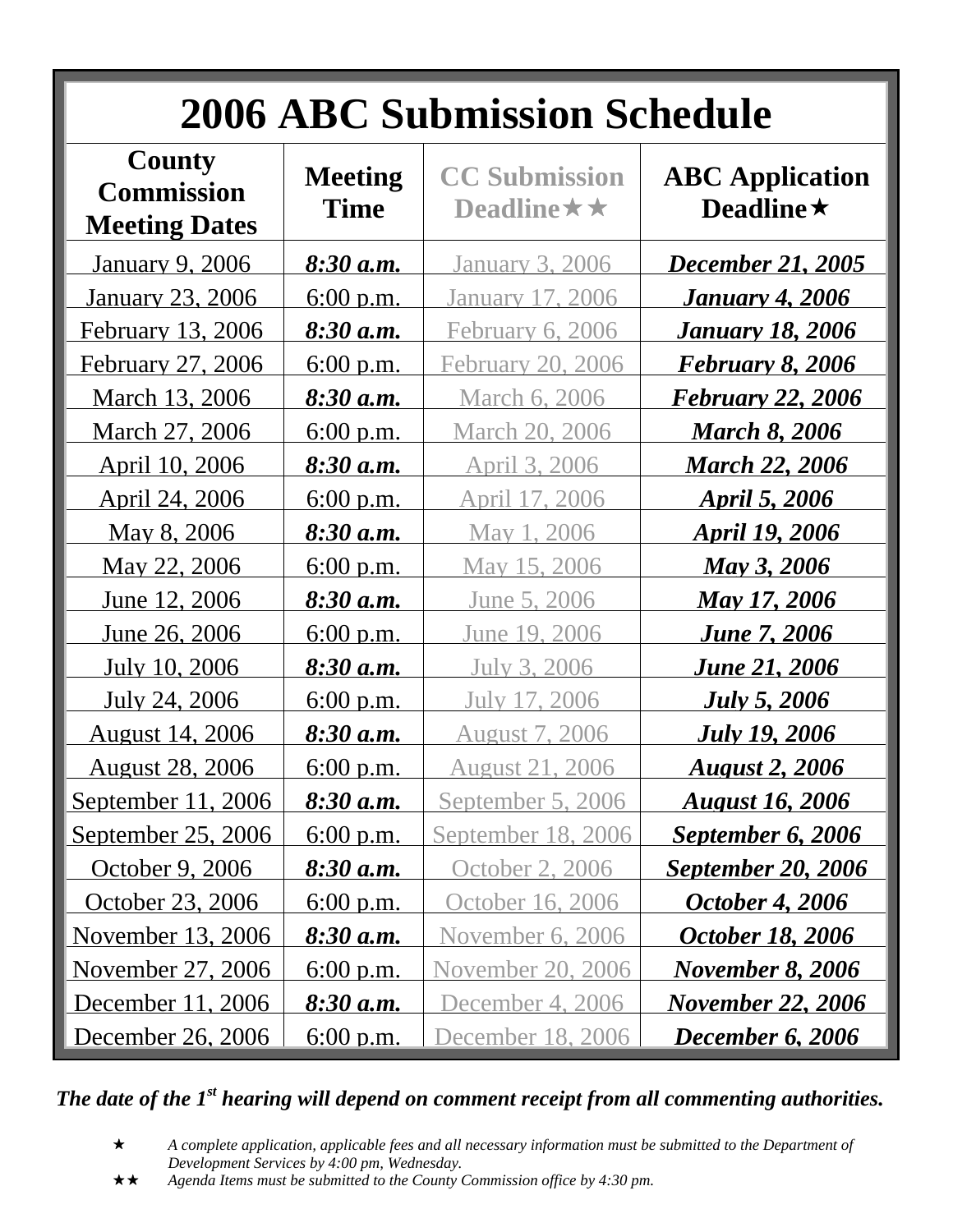# 2006 ABC Submission Schedule

| County Commission Meeting Dates | Meeting Time | CC Submission Deadline★★ | ABC Application Deadline★ |
|---|---|---|---|
| January 9, 2006 | ***8:30 a.m.*** | January 3, 2006 | ***December 21, 2005*** |
| January 23, 2006 | 6:00 p.m. | January 17, 2006 | ***January 4, 2006*** |
| February 13, 2006 | ***8:30 a.m.*** | February 6, 2006 | ***January 18, 2006*** |
| February 27, 2006 | 6:00 p.m. | February 20, 2006 | ***February 8, 2006*** |
| March 13, 2006 | ***8:30 a.m.*** | March 6, 2006 | ***February 22, 2006*** |
| March 27, 2006 | 6:00 p.m. | March 20, 2006 | ***March 8, 2006*** |
| April 10, 2006 | ***8:30 a.m.*** | April 3, 2006 | ***March 22, 2006*** |
| April 24, 2006 | 6:00 p.m. | April 17, 2006 | ***April 5, 2006*** |
| May 8, 2006 | ***8:30 a.m.*** | May 1, 2006 | ***April 19, 2006*** |
| May 22, 2006 | 6:00 p.m. | May 15, 2006 | ***May 3, 2006*** |
| June 12, 2006 | ***8:30 a.m.*** | June 5, 2006 | ***May 17, 2006*** |
| June 26, 2006 | 6:00 p.m. | June 19, 2006 | ***June 7, 2006*** |
| July 10, 2006 | ***8:30 a.m.*** | July 3, 2006 | ***June 21, 2006*** |
| July 24, 2006 | 6:00 p.m. | July 17, 2006 | ***July 5, 2006*** |
| August 14, 2006 | ***8:30 a.m.*** | August 7, 2006 | ***July 19, 2006*** |
| August 28, 2006 | 6:00 p.m. | August 21, 2006 | ***August 2, 2006*** |
| September 11, 2006 | ***8:30 a.m.*** | September 5, 2006 | ***August 16, 2006*** |
| September 25, 2006 | 6:00 p.m. | September 18, 2006 | ***September 6, 2006*** |
| October 9, 2006 | ***8:30 a.m.*** | October 2, 2006 | ***September 20, 2006*** |
| October 23, 2006 | 6:00 p.m. | October 16, 2006 | ***October 4, 2006*** |
| November 13, 2006 | ***8:30 a.m.*** | November 6, 2006 | ***October 18, 2006*** |
| November 27, 2006 | 6:00 p.m. | November 20, 2006 | ***November 8, 2006*** |
| December 11, 2006 | ***8:30 a.m.*** | December 4, 2006 | ***November 22, 2006*** |
| December 26, 2006 | 6:00 p.m. | December 18, 2006 | ***December 6, 2006*** |

***The date of the 1st hearing will depend on comment receipt from all commenting authorities.***

★ *A complete application, applicable fees and all necessary information must be submitted to the Department of Development Services by 4:00 pm, Wednesday.*

★★ *Agenda Items must be submitted to the County Commission office by 4:30 pm.*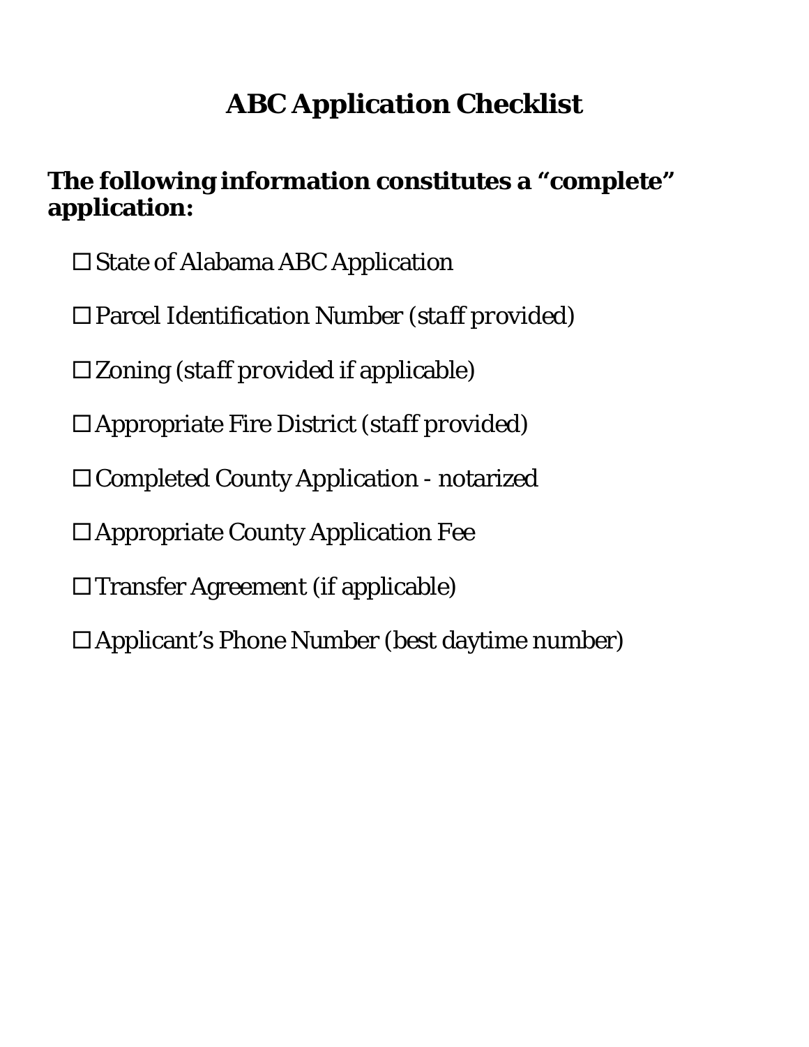# ABC Application Checklist

## The following information constitutes a "complete" application:

- ☐ State of Alabama ABC Application
- ☐ Parcel Identification Number (*staff provided*)
- ☐ Zoning (*staff provided if applicable*)
- ☐ Appropriate Fire District (*staff provided*)
- ☐ Completed County Application - notarized
- ☐ Appropriate County Application Fee
- ☐ Transfer Agreement (if applicable)
- ☐ Applicant's Phone Number (best daytime number)